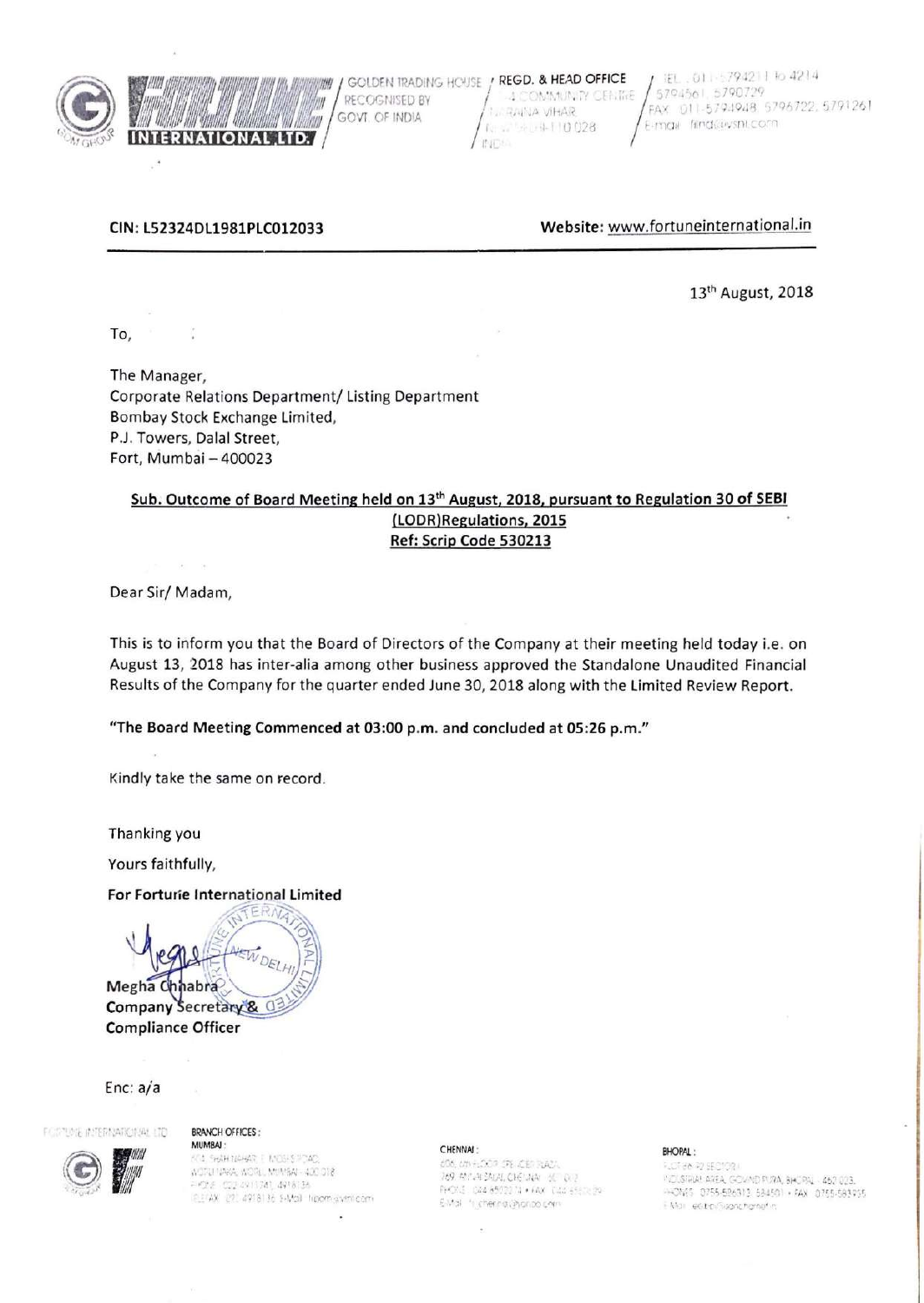FORTUNE INTERNATIONAL LTD.

GOLDEN TRADING HOUSE RECOGNISED BY GOVT. OF INDIA

REGD. & HEAD OFFICE
4 COMMUNITY CENTRE
NARAINA VIHAR
NEW DELHI-110 028
INDIA

TEL : 011-5794211 to 4214
5794561, 5790729
FAX : 011-5794948, 5796722, 5791261
E-mail : find@vsnl.com

**CIN: L52324DL1981PLC012033** **Website: www.fortuneinternational.in**

13th August, 2018

To,

The Manager,
Corporate Relations Department/ Listing Department
Bombay Stock Exchange Limited,
P.J. Towers, Dalal Street,
Fort, Mumbai – 400023

**Sub. Outcome of Board Meeting held on 13th August, 2018, pursuant to Regulation 30 of SEBI (LODR)Regulations, 2015**
**Ref: Scrip Code 530213**

Dear Sir/ Madam,

This is to inform you that the Board of Directors of the Company at their meeting held today i.e. on August 13, 2018 has inter-alia among other business approved the Standalone Unaudited Financial Results of the Company for the quarter ended June 30, 2018 along with the Limited Review Report.

**"The Board Meeting Commenced at 03:00 p.m. and concluded at 05:26 p.m."**

Kindly take the same on record.

Thanking you

Yours faithfully,

**For Fortune International Limited**

**Megha Chhabra**
**Company Secretary & Compliance Officer**

Enc: a/a

BRANCH OFFICES :

MUMBAI :
SHAH NAHAR, E. MOSES ROAD,
WORLI NAKA, WORLI, MUMBAI - 400 018
PHONE : (022) 4911741, 4918136
TELEFAX : (022) 4918136 E-Mail : fibom@vsnl.com

CHENNAI :
769, ANNA SALAI, CHENNAI - 600 002
PHONE : (044) 8502214 • FAX : (044) 8502...
E-Mail : fi_chennai@yahoo.com

BHOPAL :
PLOT No. 42 SECTOR-I
INDUSTRIAL AREA, GOVIND PURA, BHOPAL - 462 023
PHONES : 0755-586313, 584501 • FAX : 0755-583735
E-Mail : ...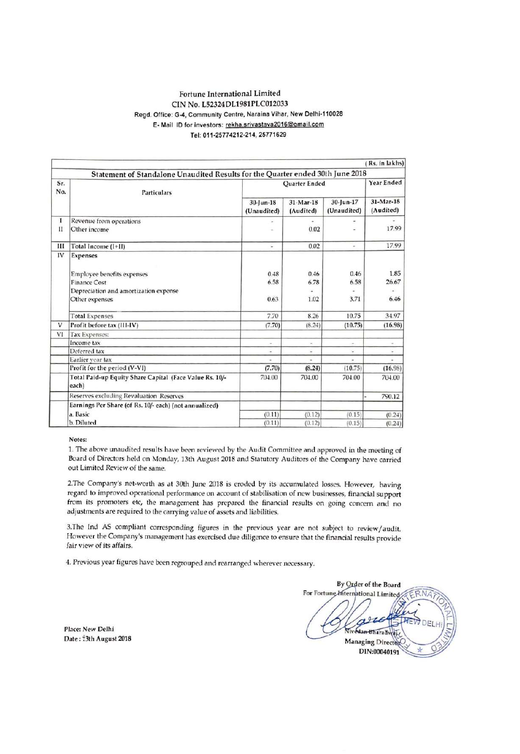Fortune International Limited

CIN No. L52324DL1981PLC012033

Regd. Office: G-4, Community Centre, Naraina Vihar, New Delhi-110028

E- Mail ID for investors: rekha.srivastava2016@gmail.com

Tel: 011-25774212-214, 25771629

(Rs. in lakhs)

**Statement of Standalone Unaudited Results for the Quarter ended 30th June 2018**

| Sr. No. | Particulars | Quarter Ended | | | Year Ended |
|---|---|---|---|---|---|
| | | 30-Jun-18 (Unaudited) | 31-Mar-18 (Audited) | 30-Jun-17 (Unaudited) | 31-Mar-18 (Audited) |
| I | Revenue from operations | - | - | - | - |
| II | Other income | - | 0.02 | - | 17.99 |
| III | Total Income (I+II) | - | 0.02 | - | 17.99 |
| IV | Expenses | | | | |
| | Employee benefits expenses | 0.48 | 0.46 | 0.46 | 1.85 |
| | Finance Cost | 6.58 | 6.78 | 6.58 | 26.67 |
| | Depreciation and amortization expense | | - | - | - |
| | Other expenses | 0.63 | 1.02 | 3.71 | 6.46 |
| | Total Expenses | 7.70 | 8.26 | 10.75 | 34.97 |
| V | Profit before tax (III-IV) | (7.70) | (8.24) | (10.75) | (16.98) |
| VI | Tax Expenses: | | | | |
| | Income tax | - | - | - | - |
| | Deferred tax | - | - | - | - |
| | Earlier year tax | - | - | - | - |
| | Profit for the period (V-VI) | (7.70) | (8.24) | (10.75) | (16.98) |
| | Total Paid-up Equity Share Capital (Face Value Rs. 10/- each) | 704.00 | 704.00 | 704.00 | 704.00 |
| | Reserves excluding Revaluation Reserves | | | - | 790.12 |
| | Earnings Per Share (of Rs. 10/- each) (not annualized) | | | | |
| | a. Basic | (0.11) | (0.12) | (0.15) | (0.24) |
| | b. Diluted | (0.11) | (0.12) | (0.15) | (0.24) |

**Notes:**

1. The above unaudited results have been reviewed by the Audit Committee and approved in the meeting of Board of Directors held on Monday, 13th August 2018 and Statutory Auditors of the Company have carried out Limited Review of the same.

2. The Company's net-worth as at 30th June 2018 is eroded by its accumulated losses. However, having regard to improved operational performance on account of stabilisation of new businesses, financial support from its promoters etc, the management has prepared the financial results on going concern and no adjustments are required to the carrying value of assets and liabilities.

3. The Ind AS compliant corresponding figures in the previous year are not subject to review/audit. However the Company's management has exercised due diligence to ensure that the financial results provide fair view of its affairs.

4. Previous year figures have been regrouped and rearranged wherever necessary.

By Order of the Board

For Fortune International Limited

Nivedan Bharadwaj

Managing Director

DIN:00040191

Place: New Delhi

Date: 13th August 2018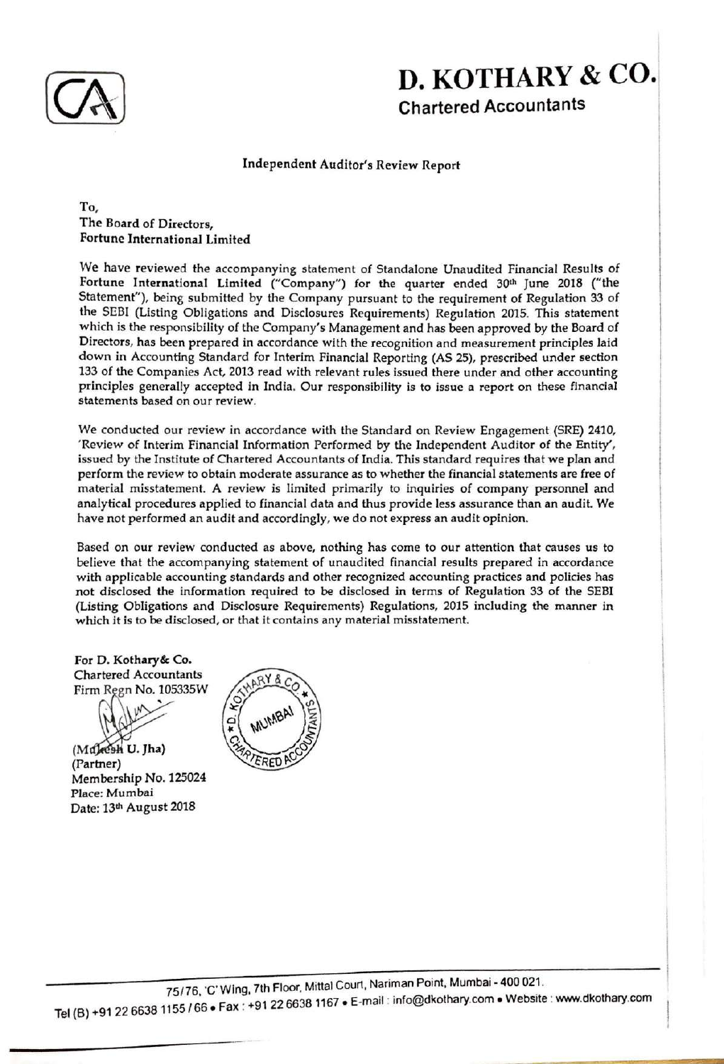# D. KOTHARY & CO.

**Chartered Accountants**

**Independent Auditor's Review Report**

**To,**
**The Board of Directors,**
**Fortune International Limited**

We have reviewed the accompanying statement of Standalone Unaudited Financial Results of Fortune International Limited ("Company") for the quarter ended 30th June 2018 ("the Statement"), being submitted by the Company pursuant to the requirement of Regulation 33 of the SEBI (Listing Obligations and Disclosures Requirements) Regulation 2015. This statement which is the responsibility of the Company's Management and has been approved by the Board of Directors, has been prepared in accordance with the recognition and measurement principles laid down in Accounting Standard for Interim Financial Reporting (AS 25), prescribed under section 133 of the Companies Act, 2013 read with relevant rules issued there under and other accounting principles generally accepted in India. Our responsibility is to issue a report on these financial statements based on our review.

We conducted our review in accordance with the Standard on Review Engagement (SRE) 2410, 'Review of Interim Financial Information Performed by the Independent Auditor of the Entity', issued by the Institute of Chartered Accountants of India. This standard requires that we plan and perform the review to obtain moderate assurance as to whether the financial statements are free of material misstatement. A review is limited primarily to inquiries of company personnel and analytical procedures applied to financial data and thus provide less assurance than an audit. We have not performed an audit and accordingly, we do not express an audit opinion.

Based on our review conducted as above, nothing has come to our attention that causes us to believe that the accompanying statement of unaudited financial results prepared in accordance with applicable accounting standards and other recognized accounting practices and policies has not disclosed the information required to be disclosed in terms of Regulation 33 of the SEBI (Listing Obligations and Disclosure Requirements) Regulations, 2015 including the manner in which it is to be disclosed, or that it contains any material misstatement.

**For D. Kothary& Co.**
Chartered Accountants
Firm Regn No. 105335W

(Mukesh U. Jha)
(Partner)
Membership No. 125024
Place: Mumbai
Date: 13th August 2018

75/76, 'C' Wing, 7th Floor, Mittal Court, Nariman Point, Mumbai - 400 021.
Tel (B) +91 22 6638 1155 / 66 • Fax : +91 22 6638 1167 • E-mail : info@dkothary.com • Website : www.dkothary.com